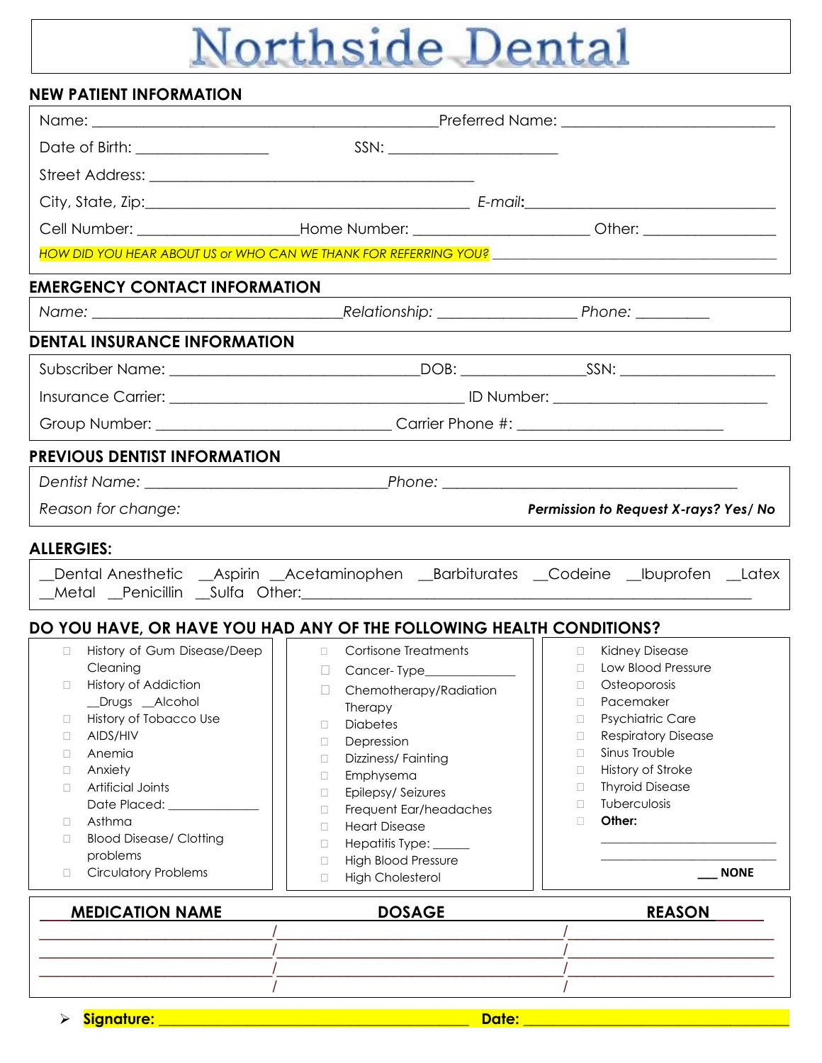# Northside Dental

## NEW PATIENT INFORMATION

Name: ______________________________________________ Preferred Name: ____________________________

Date of Birth: _________________ SSN: ______________________

Street Address: __________________________________________

City, State, Zip: __________________________________________ *E-mail*: ________________________________

Cell Number: ____________________ Home Number: ______________________ Other: ________________

*HOW DID YOU HEAR ABOUT US or WHO CAN WE THANK FOR REFERRING YOU?* ____________________________________

## EMERGENCY CONTACT INFORMATION

*Name:* _________________________________ *Relationship:* __________________ *Phone:* _________

## DENTAL INSURANCE INFORMATION

Subscriber Name: _________________________________ DOB: _______________ SSN: ___________________

Insurance Carrier: _______________________________________ ID Number: ____________________________

Group Number: ______________________________ Carrier Phone #: __________________________

## PREVIOUS DENTIST INFORMATION

*Dentist Name:* ______________________________ *Phone:* ______________________________________

*Reason for change:* ***Permission to Request X-rays? Yes/ No***

## ALLERGIES:

__Dental Anesthetic __Aspirin __Acetaminophen __Barbiturates __Codeine __Ibuprofen __Latex
__Metal __Penicillin __Sulfa Other: ____________________________________________________________

## DO YOU HAVE, OR HAVE YOU HAD ANY OF THE FOLLOWING HEALTH CONDITIONS?

- ☐ History of Gum Disease/Deep Cleaning
- ☐ History of Addiction __Drugs __Alcohol
- ☐ History of Tobacco Use
- ☐ AIDS/HIV
- ☐ Anemia
- ☐ Anxiety
- ☐ Artificial Joints Date Placed: _____________
- ☐ Asthma
- ☐ Blood Disease/ Clotting problems
- ☐ Circulatory Problems
- ☐ Cortisone Treatments
- ☐ Cancer- Type_____________
- ☐ Chemotherapy/Radiation Therapy
- ☐ Diabetes
- ☐ Depression
- ☐ Dizziness/ Fainting
- ☐ Emphysema
- ☐ Epilepsy/ Seizures
- ☐ Frequent Ear/headaches
- ☐ Heart Disease
- ☐ Hepatitis Type: _____
- ☐ High Blood Pressure
- ☐ High Cholesterol
- ☐ Kidney Disease
- ☐ Low Blood Pressure
- ☐ Osteoporosis
- ☐ Pacemaker
- ☐ Psychiatric Care
- ☐ Respiratory Disease
- ☐ Sinus Trouble
- ☐ History of Stroke
- ☐ Thyroid Disease
- ☐ Tuberculosis
- ☐ **Other:** ________________________ ________________________

___ **NONE**

| MEDICATION NAME | DOSAGE | REASON |
|---|---|---|
| | | |
| | | |
| | | |
| | | |

➢ **Signature:** ___________________________________________ **Date:** ___________________________________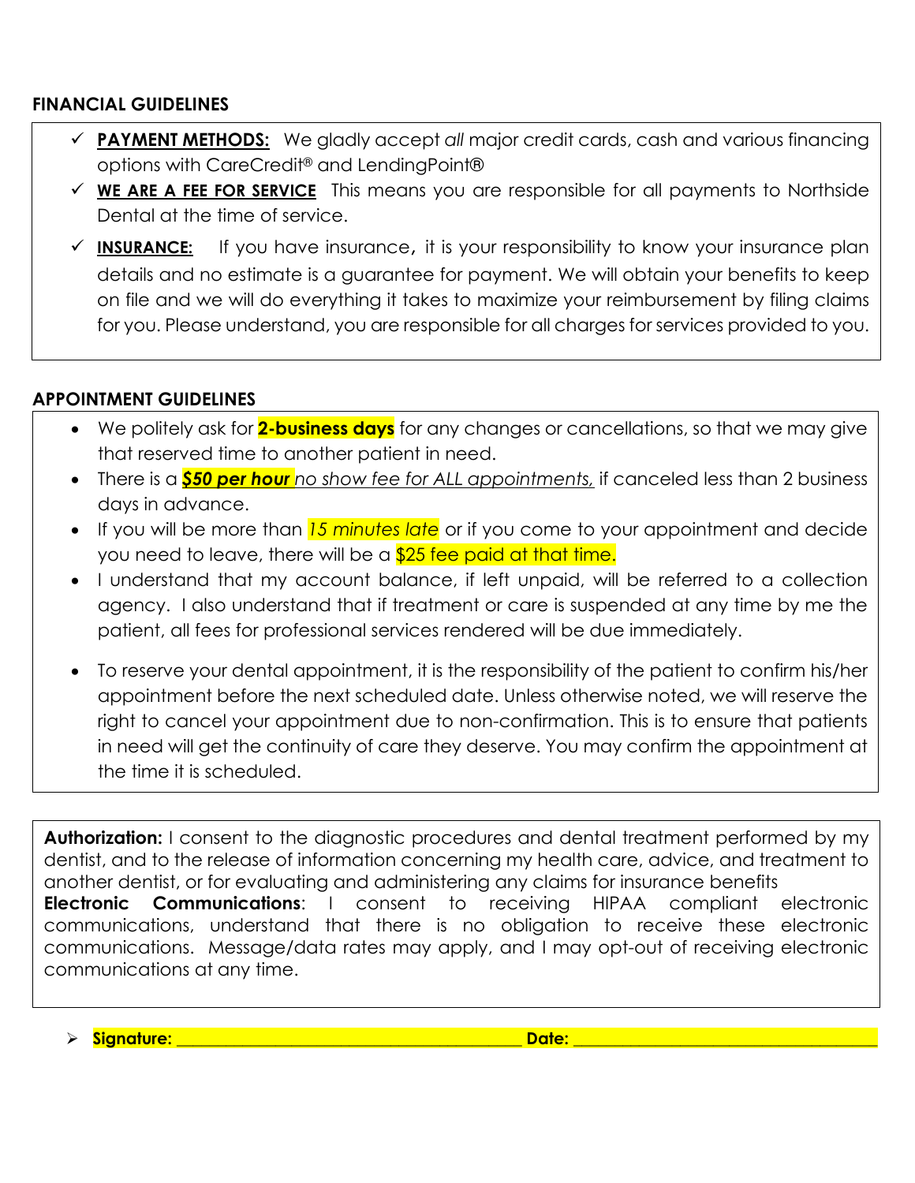## FINANCIAL GUIDELINES

- ✓ **PAYMENT METHODS:** We gladly accept *all* major credit cards, cash and various financing options with CareCredit® and LendingPoint®
- ✓ **WE ARE A FEE FOR SERVICE** This means you are responsible for all payments to Northside Dental at the time of service.
- ✓ **INSURANCE:** If you have insurance, it is your responsibility to know your insurance plan details and no estimate is a guarantee for payment. We will obtain your benefits to keep on file and we will do everything it takes to maximize your reimbursement by filing claims for you. Please understand, you are responsible for all charges for services provided to you.

## APPOINTMENT GUIDELINES

- We politely ask for **2-business days** for any changes or cancellations, so that we may give that reserved time to another patient in need.
- There is a ***$50 per hour*** *no show fee for ALL appointments,* if canceled less than 2 business days in advance.
- If you will be more than *15 minutes late* or if you come to your appointment and decide you need to leave, there will be a $25 fee paid at that time.
- I understand that my account balance, if left unpaid, will be referred to a collection agency. I also understand that if treatment or care is suspended at any time by me the patient, all fees for professional services rendered will be due immediately.
- To reserve your dental appointment, it is the responsibility of the patient to confirm his/her appointment before the next scheduled date. Unless otherwise noted, we will reserve the right to cancel your appointment due to non-confirmation. This is to ensure that patients in need will get the continuity of care they deserve. You may confirm the appointment at the time it is scheduled.

**Authorization:** I consent to the diagnostic procedures and dental treatment performed by my dentist, and to the release of information concerning my health care, advice, and treatment to another dentist, or for evaluating and administering any claims for insurance benefits

**Electronic Communications**: I consent to receiving HIPAA compliant electronic communications, understand that there is no obligation to receive these electronic communications. Message/data rates may apply, and I may opt-out of receiving electronic communications at any time.

- **Signature: ________________________________________ Date: ___________________________________**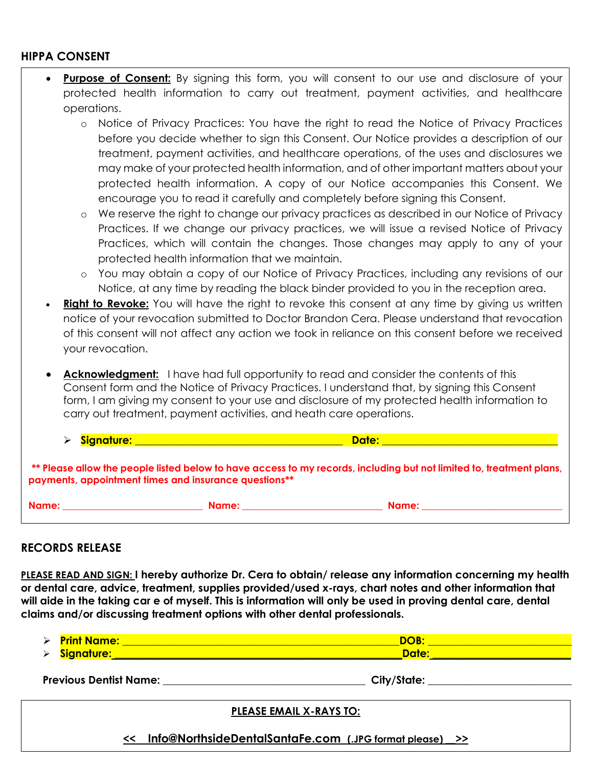## HIPPA CONSENT

- **Purpose of Consent:** By signing this form, you will consent to our use and disclosure of your protected health information to carry out treatment, payment activities, and healthcare operations.
  - Notice of Privacy Practices: You have the right to read the Notice of Privacy Practices before you decide whether to sign this Consent. Our Notice provides a description of our treatment, payment activities, and healthcare operations, of the uses and disclosures we may make of your protected health information, and of other important matters about your protected health information. A copy of our Notice accompanies this Consent. We encourage you to read it carefully and completely before signing this Consent.
  - We reserve the right to change our privacy practices as described in our Notice of Privacy Practices. If we change our privacy practices, we will issue a revised Notice of Privacy Practices, which will contain the changes. Those changes may apply to any of your protected health information that we maintain.
  - You may obtain a copy of our Notice of Privacy Practices, including any revisions of our Notice, at any time by reading the black binder provided to you in the reception area.
- **Right to Revoke:** You will have the right to revoke this consent at any time by giving us written notice of your revocation submitted to Doctor Brandon Cera. Please understand that revocation of this consent will not affect any action we took in reliance on this consent before we received your revocation.

- **Acknowledgment:** I have had full opportunity to read and consider the contents of this Consent form and the Notice of Privacy Practices. I understand that, by signing this Consent form, I am giving my consent to your use and disclosure of my protected health information to carry out treatment, payment activities, and heath care operations.

  - **Signature:** ______________________________ **Date:** ______________________________

**** Please allow the people listed below to have access to my records, including but not limited to, treatment plans, payments, appointment times and insurance questions****

**Name:** ____________________ **Name:** ____________________ **Name:** ____________________

## RECORDS RELEASE

**PLEASE READ AND SIGN: I hereby authorize Dr. Cera to obtain/ release any information concerning my health or dental care, advice, treatment, supplies provided/used x-rays, chart notes and other information that will aide in the taking car e of myself. This is information will only be used in proving dental care, dental claims and/or discussing treatment options with other dental professionals.**

- **Print Name:** ______________________________ **DOB:** ____________________
- **Signature:** ______________________________ **Date:** ____________________

**Previous Dentist Name:** ______________________________ **City/State:** ____________________

**PLEASE EMAIL X-RAYS TO:**

**<< Info@NorthsideDentalSantaFe.com (.JPG format please) >>**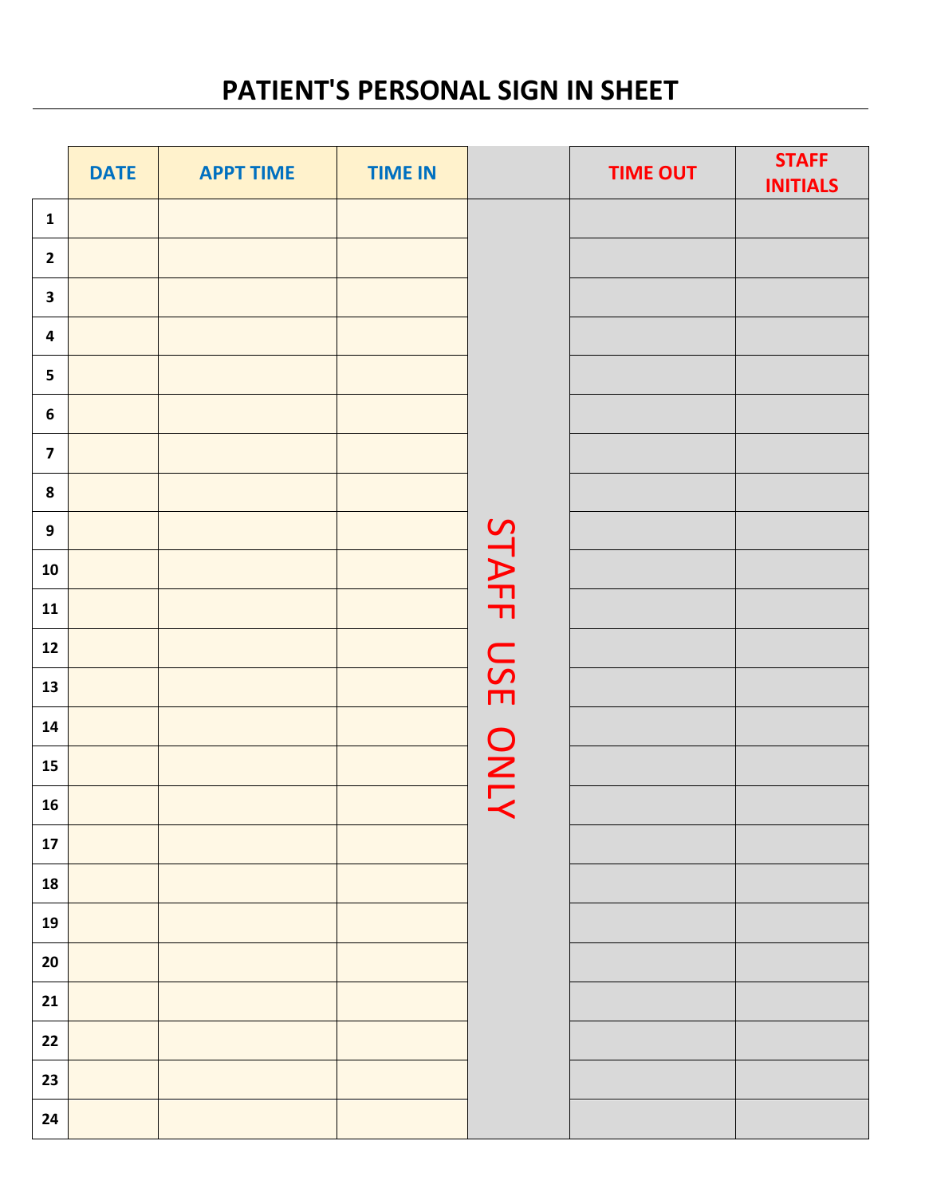# PATIENT'S PERSONAL SIGN IN SHEET

| | DATE | APPT TIME | TIME IN | | TIME OUT | STAFF INITIALS |
|---|---|---|---|---|---|---|
| 1 | | | | STAFF USE ONLY | | |
| 2 | | | | | | |
| 3 | | | | | | |
| 4 | | | | | | |
| 5 | | | | | | |
| 6 | | | | | | |
| 7 | | | | | | |
| 8 | | | | | | |
| 9 | | | | | | |
| 10 | | | | | | |
| 11 | | | | | | |
| 12 | | | | | | |
| 13 | | | | | | |
| 14 | | | | | | |
| 15 | | | | | | |
| 16 | | | | | | |
| 17 | | | | | | |
| 18 | | | | | | |
| 19 | | | | | | |
| 20 | | | | | | |
| 21 | | | | | | |
| 22 | | | | | | |
| 23 | | | | | | |
| 24 | | | | | | |